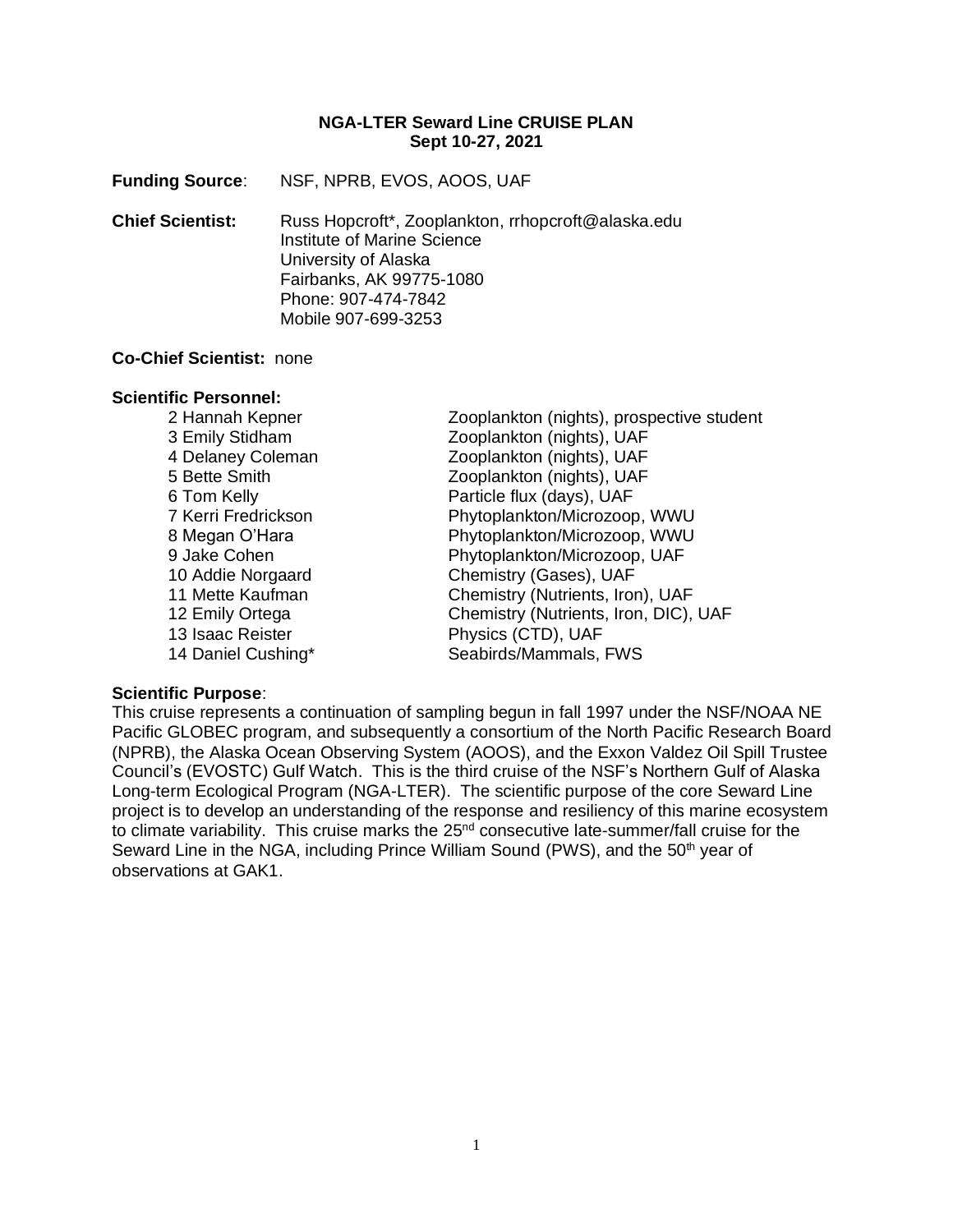**NGA-LTER Seward Line CRUISE PLAN**
**Sept 10-27, 2021**

**Funding Source**: NSF, NPRB, EVOS, AOOS, UAF

**Chief Scientist:** Russ Hopcroft*, Zooplankton, rrhopcroft@alaska.edu
Institute of Marine Science
University of Alaska
Fairbanks, AK 99775-1080
Phone: 907-474-7842
Mobile 907-699-3253

**Co-Chief Scientist:** none

**Scientific Personnel:**

| | |
|---|---|
| 2 Hannah Kepner | Zooplankton (nights), prospective student |
| 3 Emily Stidham | Zooplankton (nights), UAF |
| 4 Delaney Coleman | Zooplankton (nights), UAF |
| 5 Bette Smith | Zooplankton (nights), UAF |
| 6 Tom Kelly | Particle flux (days), UAF |
| 7 Kerri Fredrickson | Phytoplankton/Microzoop, WWU |
| 8 Megan O'Hara | Phytoplankton/Microzoop, WWU |
| 9 Jake Cohen | Phytoplankton/Microzoop, UAF |
| 10 Addie Norgaard | Chemistry (Gases), UAF |
| 11 Mette Kaufman | Chemistry (Nutrients, Iron), UAF |
| 12 Emily Ortega | Chemistry (Nutrients, Iron, DIC), UAF |
| 13 Isaac Reister | Physics (CTD), UAF |
| 14 Daniel Cushing* | Seabirds/Mammals, FWS |

**Scientific Purpose**:
This cruise represents a continuation of sampling begun in fall 1997 under the NSF/NOAA NE Pacific GLOBEC program, and subsequently a consortium of the North Pacific Research Board (NPRB), the Alaska Ocean Observing System (AOOS), and the Exxon Valdez Oil Spill Trustee Council's (EVOSTC) Gulf Watch. This is the third cruise of the NSF's Northern Gulf of Alaska Long-term Ecological Program (NGA-LTER). The scientific purpose of the core Seward Line project is to develop an understanding of the response and resiliency of this marine ecosystem to climate variability. This cruise marks the 25nd consecutive late-summer/fall cruise for the Seward Line in the NGA, including Prince William Sound (PWS), and the 50th year of observations at GAK1.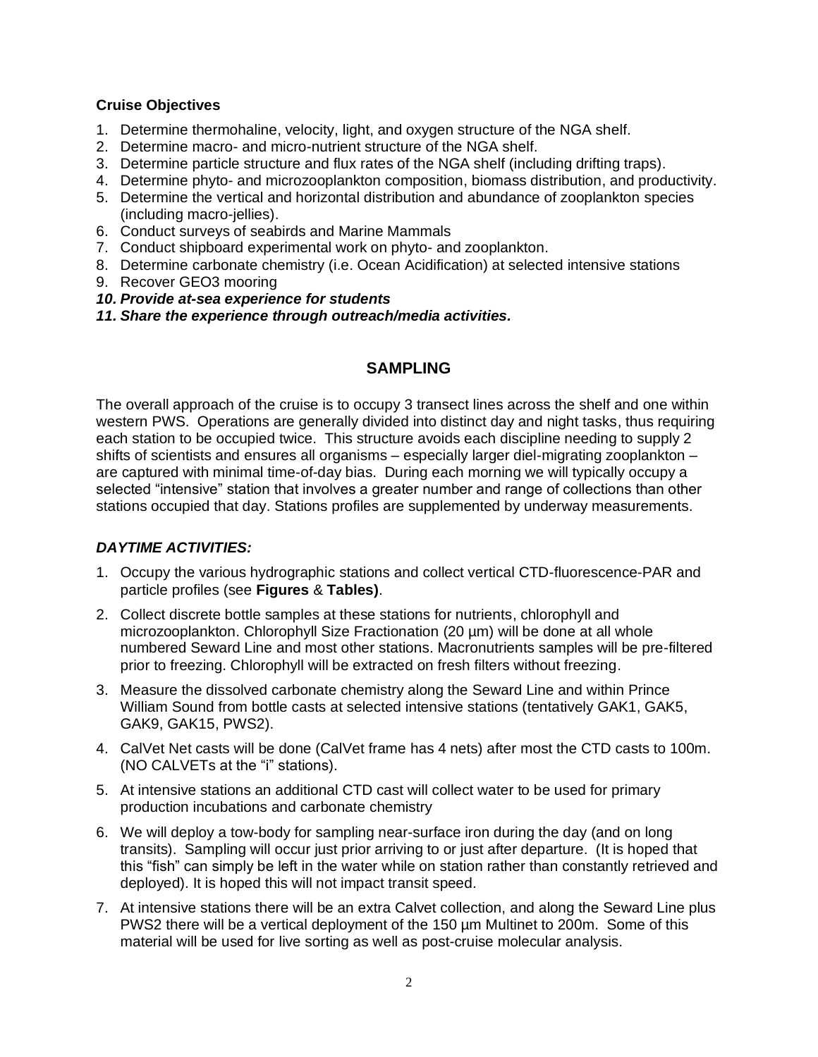**Cruise Objectives**

1. Determine thermohaline, velocity, light, and oxygen structure of the NGA shelf.
2. Determine macro- and micro-nutrient structure of the NGA shelf.
3. Determine particle structure and flux rates of the NGA shelf (including drifting traps).
4. Determine phyto- and microzooplankton composition, biomass distribution, and productivity.
5. Determine the vertical and horizontal distribution and abundance of zooplankton species (including macro-jellies).
6. Conduct surveys of seabirds and Marine Mammals
7. Conduct shipboard experimental work on phyto- and zooplankton.
8. Determine carbonate chemistry (i.e. Ocean Acidification) at selected intensive stations
9. Recover GEO3 mooring
10. ***Provide at-sea experience for students***
11. ***Share the experience through outreach/media activities.***

## SAMPLING

The overall approach of the cruise is to occupy 3 transect lines across the shelf and one within western PWS. Operations are generally divided into distinct day and night tasks, thus requiring each station to be occupied twice. This structure avoids each discipline needing to supply 2 shifts of scientists and ensures all organisms – especially larger diel-migrating zooplankton – are captured with minimal time-of-day bias. During each morning we will typically occupy a selected "intensive" station that involves a greater number and range of collections than other stations occupied that day. Stations profiles are supplemented by underway measurements.

### *DAYTIME ACTIVITIES:*

1. Occupy the various hydrographic stations and collect vertical CTD-fluorescence-PAR and particle profiles (see **Figures** & **Tables)**.
2. Collect discrete bottle samples at these stations for nutrients, chlorophyll and microzooplankton. Chlorophyll Size Fractionation (20 µm) will be done at all whole numbered Seward Line and most other stations. Macronutrients samples will be pre-filtered prior to freezing. Chlorophyll will be extracted on fresh filters without freezing.
3. Measure the dissolved carbonate chemistry along the Seward Line and within Prince William Sound from bottle casts at selected intensive stations (tentatively GAK1, GAK5, GAK9, GAK15, PWS2).
4. CalVet Net casts will be done (CalVet frame has 4 nets) after most the CTD casts to 100m. (NO CALVETs at the "i" stations).
5. At intensive stations an additional CTD cast will collect water to be used for primary production incubations and carbonate chemistry
6. We will deploy a tow-body for sampling near-surface iron during the day (and on long transits). Sampling will occur just prior arriving to or just after departure. (It is hoped that this "fish" can simply be left in the water while on station rather than constantly retrieved and deployed). It is hoped this will not impact transit speed.
7. At intensive stations there will be an extra Calvet collection, and along the Seward Line plus PWS2 there will be a vertical deployment of the 150 µm Multinet to 200m. Some of this material will be used for live sorting as well as post-cruise molecular analysis.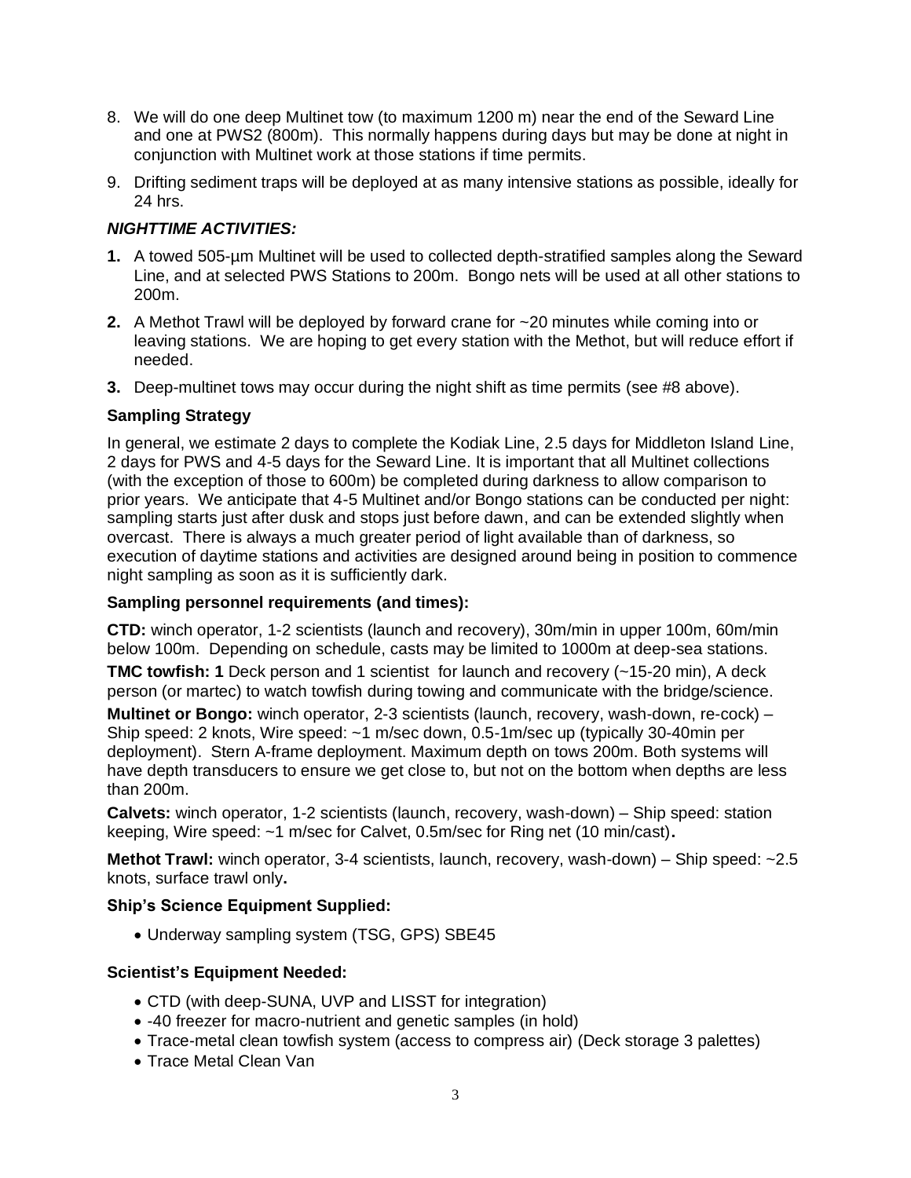8. We will do one deep Multinet tow (to maximum 1200 m) near the end of the Seward Line and one at PWS2 (800m). This normally happens during days but may be done at night in conjunction with Multinet work at those stations if time permits.
9. Drifting sediment traps will be deployed at as many intensive stations as possible, ideally for 24 hrs.

***NIGHTTIME ACTIVITIES:***

**1.** A towed 505-µm Multinet will be used to collected depth-stratified samples along the Seward Line, and at selected PWS Stations to 200m. Bongo nets will be used at all other stations to 200m.

**2.** A Methot Trawl will be deployed by forward crane for ~20 minutes while coming into or leaving stations. We are hoping to get every station with the Methot, but will reduce effort if needed.

**3.** Deep-multinet tows may occur during the night shift as time permits (see #8 above).

**Sampling Strategy**

In general, we estimate 2 days to complete the Kodiak Line, 2.5 days for Middleton Island Line, 2 days for PWS and 4-5 days for the Seward Line. It is important that all Multinet collections (with the exception of those to 600m) be completed during darkness to allow comparison to prior years. We anticipate that 4-5 Multinet and/or Bongo stations can be conducted per night: sampling starts just after dusk and stops just before dawn, and can be extended slightly when overcast. There is always a much greater period of light available than of darkness, so execution of daytime stations and activities are designed around being in position to commence night sampling as soon as it is sufficiently dark.

**Sampling personnel requirements (and times):**

**CTD:** winch operator, 1-2 scientists (launch and recovery), 30m/min in upper 100m, 60m/min below 100m. Depending on schedule, casts may be limited to 1000m at deep-sea stations.

**TMC towfish: 1** Deck person and 1 scientist for launch and recovery (~15-20 min), A deck person (or martec) to watch towfish during towing and communicate with the bridge/science.

**Multinet or Bongo:** winch operator, 2-3 scientists (launch, recovery, wash-down, re-cock) – Ship speed: 2 knots, Wire speed: ~1 m/sec down, 0.5-1m/sec up (typically 30-40min per deployment). Stern A-frame deployment. Maximum depth on tows 200m. Both systems will have depth transducers to ensure we get close to, but not on the bottom when depths are less than 200m.

**Calvets:** winch operator, 1-2 scientists (launch, recovery, wash-down) – Ship speed: station keeping, Wire speed: ~1 m/sec for Calvet, 0.5m/sec for Ring net (10 min/cast)**.**

**Methot Trawl:** winch operator, 3-4 scientists, launch, recovery, wash-down) – Ship speed: ~2.5 knots, surface trawl only**.**

**Ship's Science Equipment Supplied:**

- Underway sampling system (TSG, GPS) SBE45

**Scientist's Equipment Needed:**

- CTD (with deep-SUNA, UVP and LISST for integration)
- -40 freezer for macro-nutrient and genetic samples (in hold)
- Trace-metal clean towfish system (access to compress air) (Deck storage 3 palettes)
- Trace Metal Clean Van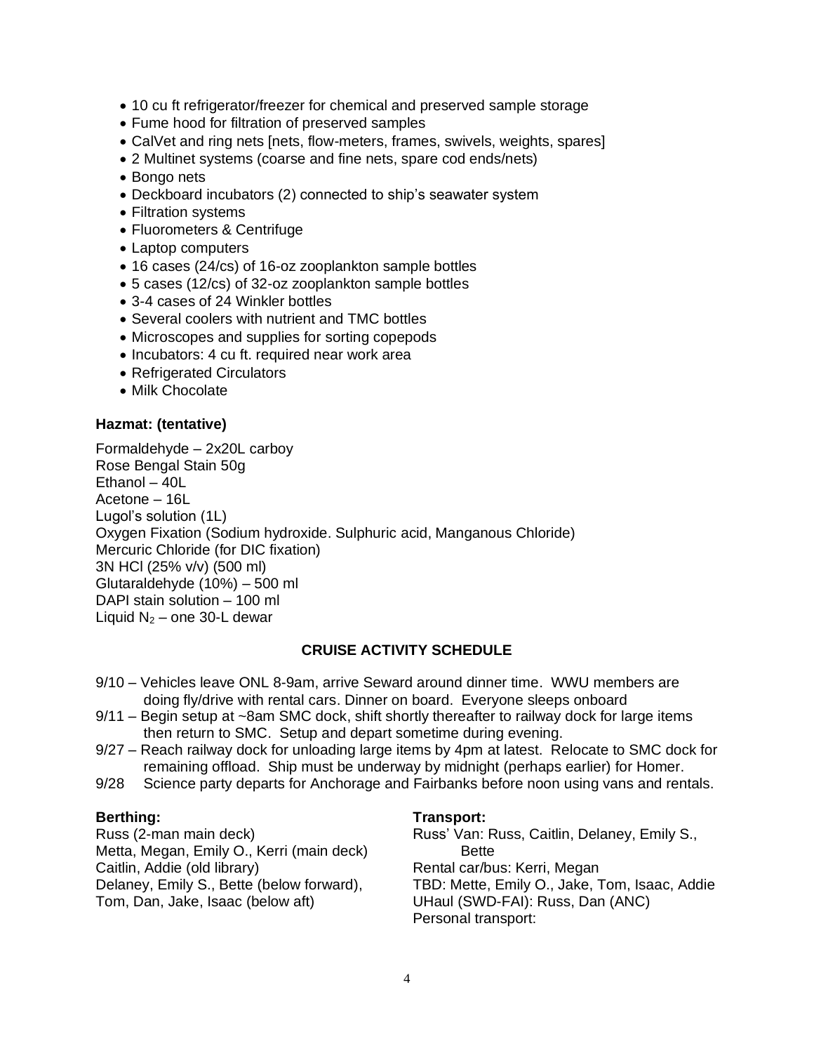- 10 cu ft refrigerator/freezer for chemical and preserved sample storage
- Fume hood for filtration of preserved samples
- CalVet and ring nets [nets, flow-meters, frames, swivels, weights, spares]
- 2 Multinet systems (coarse and fine nets, spare cod ends/nets)
- Bongo nets
- Deckboard incubators (2) connected to ship's seawater system
- Filtration systems
- Fluorometers & Centrifuge
- Laptop computers
- 16 cases (24/cs) of 16-oz zooplankton sample bottles
- 5 cases (12/cs) of 32-oz zooplankton sample bottles
- 3-4 cases of 24 Winkler bottles
- Several coolers with nutrient and TMC bottles
- Microscopes and supplies for sorting copepods
- Incubators: 4 cu ft. required near work area
- Refrigerated Circulators
- Milk Chocolate

**Hazmat: (tentative)**

Formaldehyde – 2x20L carboy
Rose Bengal Stain 50g
Ethanol – 40L
Acetone – 16L
Lugol's solution (1L)
Oxygen Fixation (Sodium hydroxide. Sulphuric acid, Manganous Chloride)
Mercuric Chloride (for DIC fixation)
3N HCl (25% v/v) (500 ml)
Glutaraldehyde (10%) – 500 ml
DAPI stain solution – 100 ml
Liquid $N_2$ – one 30-L dewar

## CRUISE ACTIVITY SCHEDULE

9/10 – Vehicles leave ONL 8-9am, arrive Seward around dinner time. WWU members are doing fly/drive with rental cars. Dinner on board. Everyone sleeps onboard

9/11 – Begin setup at ~8am SMC dock, shift shortly thereafter to railway dock for large items then return to SMC. Setup and depart sometime during evening.

9/27 – Reach railway dock for unloading large items by 4pm at latest. Relocate to SMC dock for remaining offload. Ship must be underway by midnight (perhaps earlier) for Homer.

9/28 Science party departs for Anchorage and Fairbanks before noon using vans and rentals.

**Berthing:**

Russ (2-man main deck)
Metta, Megan, Emily O., Kerri (main deck)
Caitlin, Addie (old library)
Delaney, Emily S., Bette (below forward),
Tom, Dan, Jake, Isaac (below aft)

**Transport:**

Russ' Van: Russ, Caitlin, Delaney, Emily S., Bette
Rental car/bus: Kerri, Megan
TBD: Mette, Emily O., Jake, Tom, Isaac, Addie
UHaul (SWD-FAI): Russ, Dan (ANC)
Personal transport: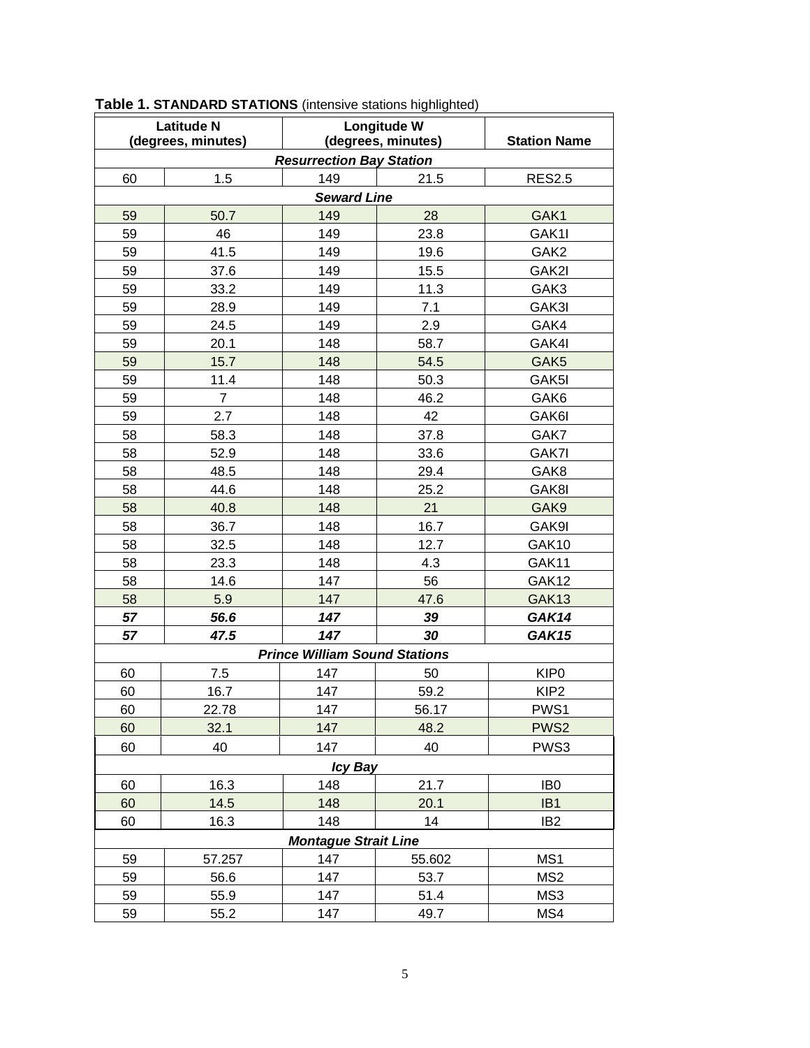**Table 1. STANDARD STATIONS** (intensive stations highlighted)

| Latitude N (degrees, minutes) | | Longitude W (degrees, minutes) | | Station Name |
|---|---|---|---|---|
| ***Resurrection Bay Station*** | | | | |
| 60 | 1.5 | 149 | 21.5 | RES2.5 |
| ***Seward Line*** | | | | |
| 59 | 50.7 | 149 | 28 | GAK1 |
| 59 | 46 | 149 | 23.8 | GAK1I |
| 59 | 41.5 | 149 | 19.6 | GAK2 |
| 59 | 37.6 | 149 | 15.5 | GAK2I |
| 59 | 33.2 | 149 | 11.3 | GAK3 |
| 59 | 28.9 | 149 | 7.1 | GAK3I |
| 59 | 24.5 | 149 | 2.9 | GAK4 |
| 59 | 20.1 | 148 | 58.7 | GAK4I |
| 59 | 15.7 | 148 | 54.5 | GAK5 |
| 59 | 11.4 | 148 | 50.3 | GAK5I |
| 59 | 7 | 148 | 46.2 | GAK6 |
| 59 | 2.7 | 148 | 42 | GAK6I |
| 58 | 58.3 | 148 | 37.8 | GAK7 |
| 58 | 52.9 | 148 | 33.6 | GAK7I |
| 58 | 48.5 | 148 | 29.4 | GAK8 |
| 58 | 44.6 | 148 | 25.2 | GAK8I |
| 58 | 40.8 | 148 | 21 | GAK9 |
| 58 | 36.7 | 148 | 16.7 | GAK9I |
| 58 | 32.5 | 148 | 12.7 | GAK10 |
| 58 | 23.3 | 148 | 4.3 | GAK11 |
| 58 | 14.6 | 147 | 56 | GAK12 |
| 58 | 5.9 | 147 | 47.6 | GAK13 |
| ***57*** | ***56.6*** | ***147*** | ***39*** | ***GAK14*** |
| ***57*** | ***47.5*** | ***147*** | ***30*** | ***GAK15*** |
| ***Prince William Sound Stations*** | | | | |
| 60 | 7.5 | 147 | 50 | KIP0 |
| 60 | 16.7 | 147 | 59.2 | KIP2 |
| 60 | 22.78 | 147 | 56.17 | PWS1 |
| 60 | 32.1 | 147 | 48.2 | PWS2 |
| 60 | 40 | 147 | 40 | PWS3 |
| ***Icy Bay*** | | | | |
| 60 | 16.3 | 148 | 21.7 | IB0 |
| 60 | 14.5 | 148 | 20.1 | IB1 |
| 60 | 16.3 | 148 | 14 | IB2 |
| ***Montague Strait Line*** | | | | |
| 59 | 57.257 | 147 | 55.602 | MS1 |
| 59 | 56.6 | 147 | 53.7 | MS2 |
| 59 | 55.9 | 147 | 51.4 | MS3 |
| 59 | 55.2 | 147 | 49.7 | MS4 |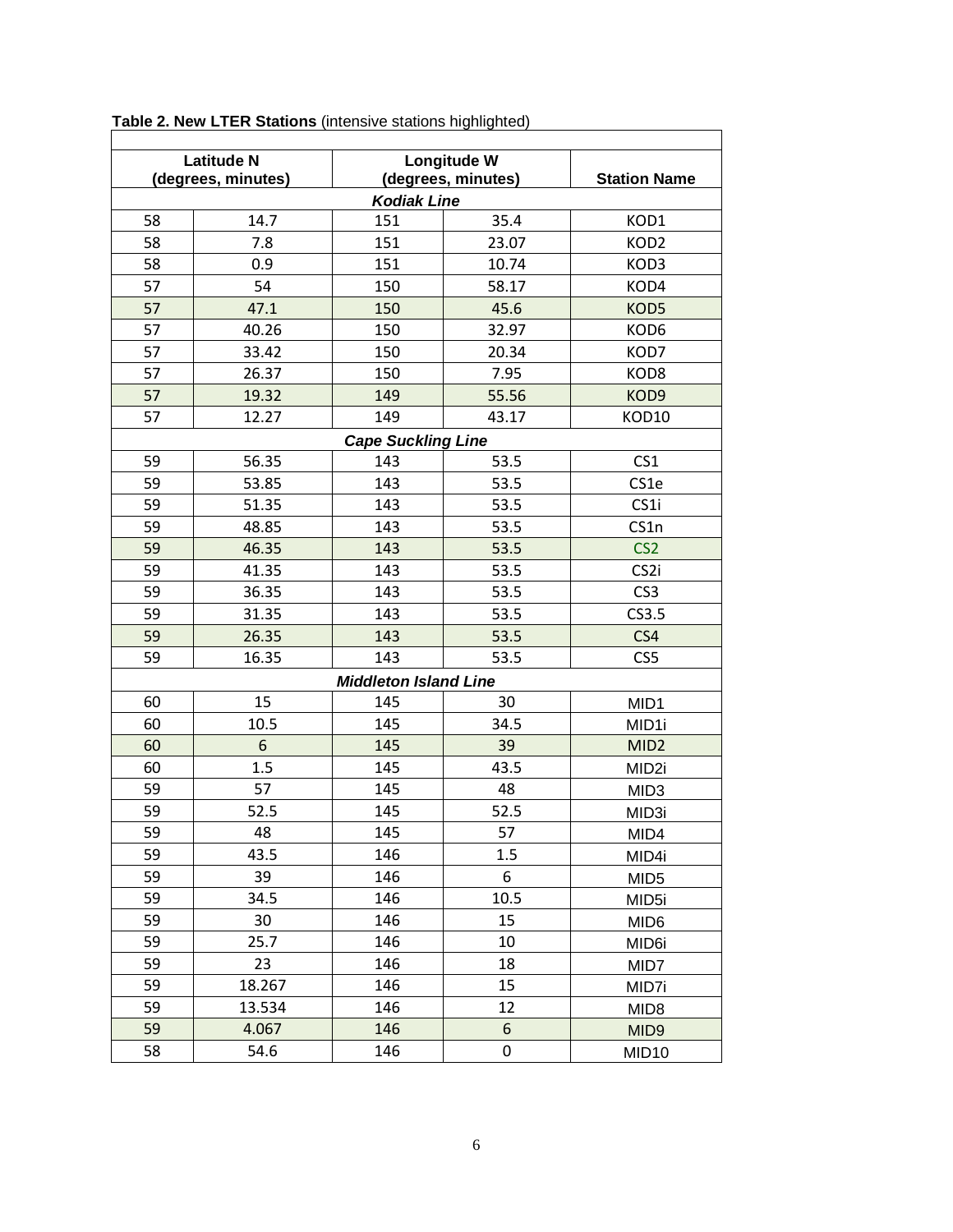**Table 2. New LTER Stations** (intensive stations highlighted)

| Latitude N (degrees, minutes) | | Longitude W (degrees, minutes) | | Station Name |
|---|---|---|---|---|
| ***Kodiak Line*** | | | | |
| 58 | 14.7 | 151 | 35.4 | KOD1 |
| 58 | 7.8 | 151 | 23.07 | KOD2 |
| 58 | 0.9 | 151 | 10.74 | KOD3 |
| 57 | 54 | 150 | 58.17 | KOD4 |
| 57 | 47.1 | 150 | 45.6 | KOD5 |
| 57 | 40.26 | 150 | 32.97 | KOD6 |
| 57 | 33.42 | 150 | 20.34 | KOD7 |
| 57 | 26.37 | 150 | 7.95 | KOD8 |
| 57 | 19.32 | 149 | 55.56 | KOD9 |
| 57 | 12.27 | 149 | 43.17 | KOD10 |
| ***Cape Suckling Line*** | | | | |
| 59 | 56.35 | 143 | 53.5 | CS1 |
| 59 | 53.85 | 143 | 53.5 | CS1e |
| 59 | 51.35 | 143 | 53.5 | CS1i |
| 59 | 48.85 | 143 | 53.5 | CS1n |
| 59 | 46.35 | 143 | 53.5 | CS2 |
| 59 | 41.35 | 143 | 53.5 | CS2i |
| 59 | 36.35 | 143 | 53.5 | CS3 |
| 59 | 31.35 | 143 | 53.5 | CS3.5 |
| 59 | 26.35 | 143 | 53.5 | CS4 |
| 59 | 16.35 | 143 | 53.5 | CS5 |
| ***Middleton Island Line*** | | | | |
| 60 | 15 | 145 | 30 | MID1 |
| 60 | 10.5 | 145 | 34.5 | MID1i |
| 60 | 6 | 145 | 39 | MID2 |
| 60 | 1.5 | 145 | 43.5 | MID2i |
| 59 | 57 | 145 | 48 | MID3 |
| 59 | 52.5 | 145 | 52.5 | MID3i |
| 59 | 48 | 145 | 57 | MID4 |
| 59 | 43.5 | 146 | 1.5 | MID4i |
| 59 | 39 | 146 | 6 | MID5 |
| 59 | 34.5 | 146 | 10.5 | MID5i |
| 59 | 30 | 146 | 15 | MID6 |
| 59 | 25.7 | 146 | 10 | MID6i |
| 59 | 23 | 146 | 18 | MID7 |
| 59 | 18.267 | 146 | 15 | MID7i |
| 59 | 13.534 | 146 | 12 | MID8 |
| 59 | 4.067 | 146 | 6 | MID9 |
| 58 | 54.6 | 146 | 0 | MID10 |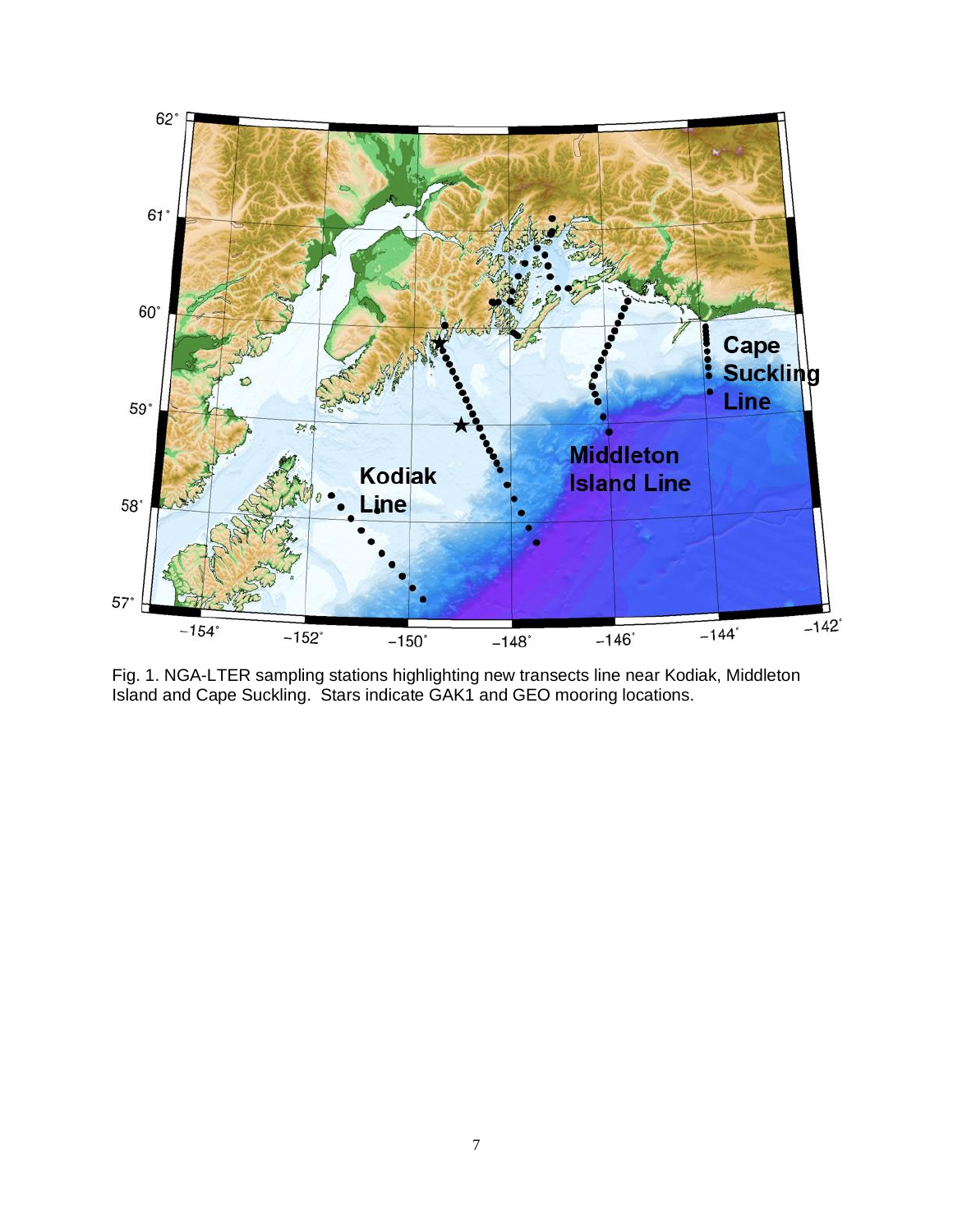62°

61°

60°

59°

58°

57°

−154°

−152°

−150°

−148°

−146°

−144°

−142°

Kodiak Line

Middleton Island Line

Cape Suckling Line

Fig. 1. NGA-LTER sampling stations highlighting new transects line near Kodiak, Middleton Island and Cape Suckling. Stars indicate GAK1 and GEO mooring locations.